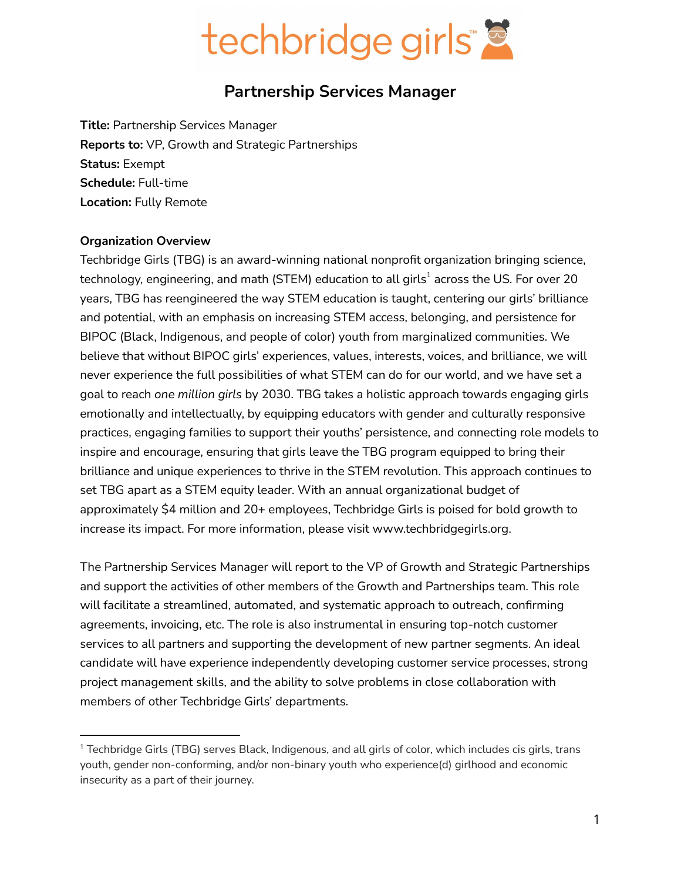techbridge girls™

# Partnership Services Manager

**Title:** Partnership Services Manager
**Reports to:** VP, Growth and Strategic Partnerships
**Status:** Exempt
**Schedule:** Full-time
**Location:** Fully Remote

**Organization Overview**

Techbridge Girls (TBG) is an award-winning national nonprofit organization bringing science, technology, engineering, and math (STEM) education to all girls[1] across the US. For over 20 years, TBG has reengineered the way STEM education is taught, centering our girls' brilliance and potential, with an emphasis on increasing STEM access, belonging, and persistence for BIPOC (Black, Indigenous, and people of color) youth from marginalized communities. We believe that without BIPOC girls' experiences, values, interests, voices, and brilliance, we will never experience the full possibilities of what STEM can do for our world, and we have set a goal to reach *one million girls* by 2030. TBG takes a holistic approach towards engaging girls emotionally and intellectually, by equipping educators with gender and culturally responsive practices, engaging families to support their youths' persistence, and connecting role models to inspire and encourage, ensuring that girls leave the TBG program equipped to bring their brilliance and unique experiences to thrive in the STEM revolution. This approach continues to set TBG apart as a STEM equity leader. With an annual organizational budget of approximately $4 million and 20+ employees, Techbridge Girls is poised for bold growth to increase its impact. For more information, please visit www.techbridgegirls.org.

The Partnership Services Manager will report to the VP of Growth and Strategic Partnerships and support the activities of other members of the Growth and Partnerships team. This role will facilitate a streamlined, automated, and systematic approach to outreach, confirming agreements, invoicing, etc. The role is also instrumental in ensuring top-notch customer services to all partners and supporting the development of new partner segments. An ideal candidate will have experience independently developing customer service processes, strong project management skills, and the ability to solve problems in close collaboration with members of other Techbridge Girls' departments.

---

[1] Techbridge Girls (TBG) serves Black, Indigenous, and all girls of color, which includes cis girls, trans youth, gender non-conforming, and/or non-binary youth who experience(d) girlhood and economic insecurity as a part of their journey.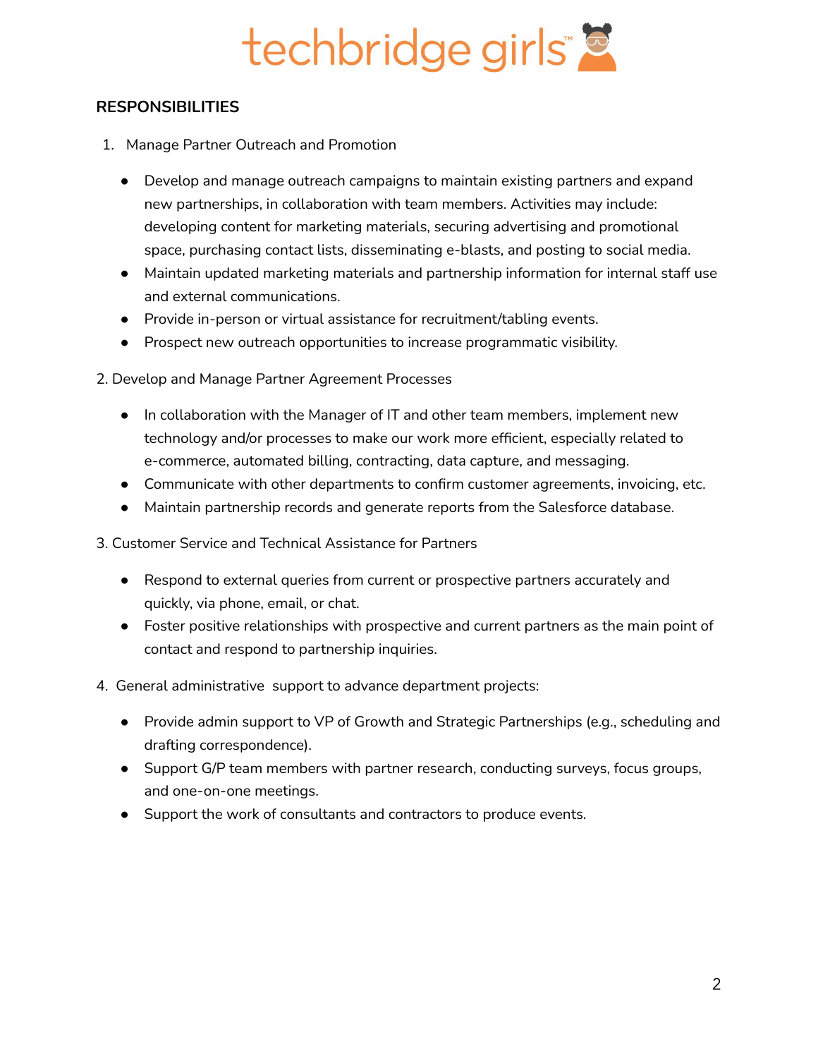## RESPONSIBILITIES

1. Manage Partner Outreach and Promotion

- Develop and manage outreach campaigns to maintain existing partners and expand new partnerships, in collaboration with team members. Activities may include: developing content for marketing materials, securing advertising and promotional space, purchasing contact lists, disseminating e-blasts, and posting to social media.
- Maintain updated marketing materials and partnership information for internal staff use and external communications.
- Provide in-person or virtual assistance for recruitment/tabling events.
- Prospect new outreach opportunities to increase programmatic visibility.

2. Develop and Manage Partner Agreement Processes

- In collaboration with the Manager of IT and other team members, implement new technology and/or processes to make our work more efficient, especially related to e-commerce, automated billing, contracting, data capture, and messaging.
- Communicate with other departments to confirm customer agreements, invoicing, etc.
- Maintain partnership records and generate reports from the Salesforce database.

3. Customer Service and Technical Assistance for Partners

- Respond to external queries from current or prospective partners accurately and quickly, via phone, email, or chat.
- Foster positive relationships with prospective and current partners as the main point of contact and respond to partnership inquiries.

4. General administrative support to advance department projects:

- Provide admin support to VP of Growth and Strategic Partnerships (e.g., scheduling and drafting correspondence).
- Support G/P team members with partner research, conducting surveys, focus groups, and one-on-one meetings.
- Support the work of consultants and contractors to produce events.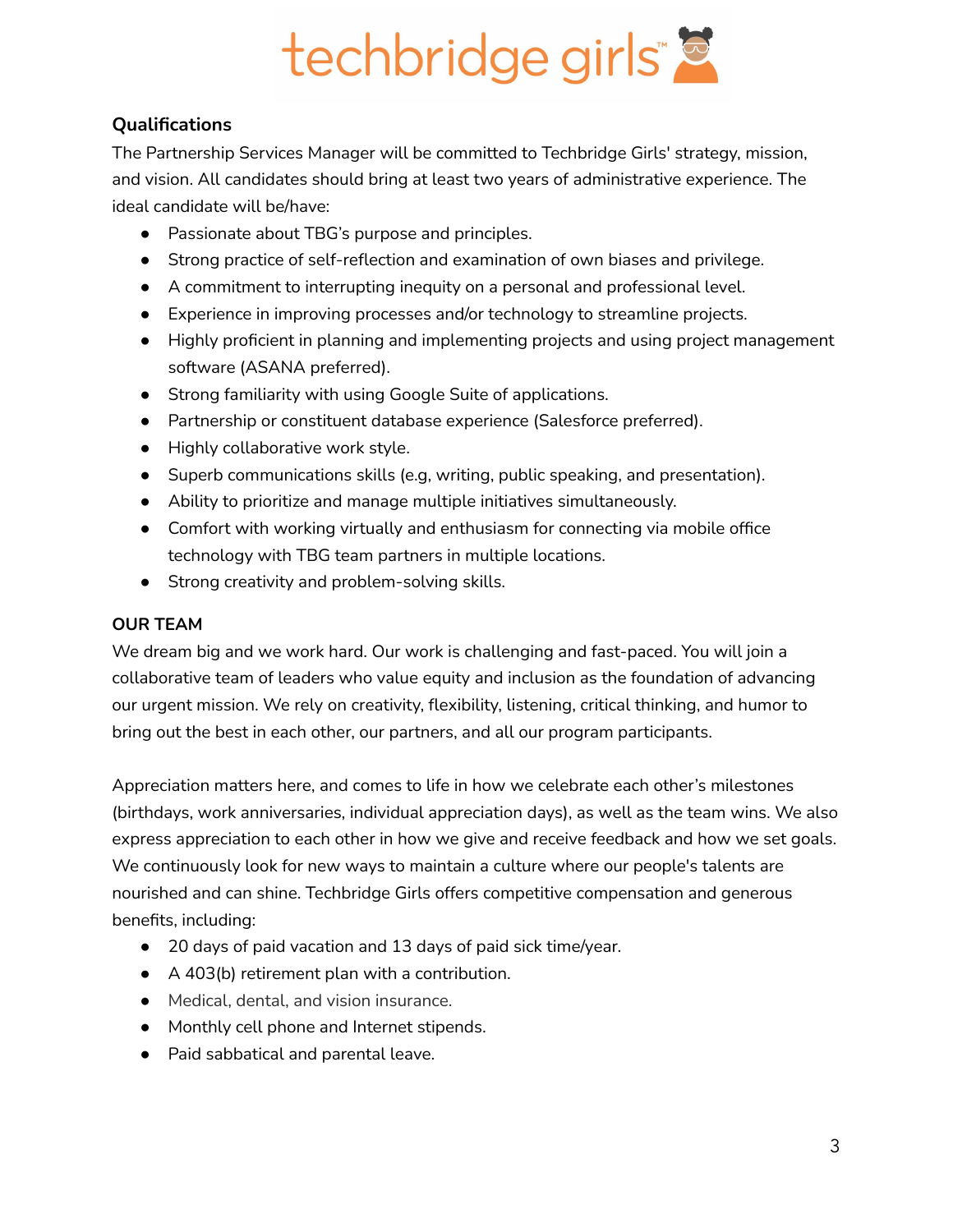### Qualifications

The Partnership Services Manager will be committed to Techbridge Girls' strategy, mission, and vision. All candidates should bring at least two years of administrative experience. The ideal candidate will be/have:

- Passionate about TBG's purpose and principles.
- Strong practice of self-reflection and examination of own biases and privilege.
- A commitment to interrupting inequity on a personal and professional level.
- Experience in improving processes and/or technology to streamline projects.
- Highly proficient in planning and implementing projects and using project management software (ASANA preferred).
- Strong familiarity with using Google Suite of applications.
- Partnership or constituent database experience (Salesforce preferred).
- Highly collaborative work style.
- Superb communications skills (e.g, writing, public speaking, and presentation).
- Ability to prioritize and manage multiple initiatives simultaneously.
- Comfort with working virtually and enthusiasm for connecting via mobile office technology with TBG team partners in multiple locations.
- Strong creativity and problem-solving skills.

### OUR TEAM

We dream big and we work hard. Our work is challenging and fast-paced. You will join a collaborative team of leaders who value equity and inclusion as the foundation of advancing our urgent mission. We rely on creativity, flexibility, listening, critical thinking, and humor to bring out the best in each other, our partners, and all our program participants.

Appreciation matters here, and comes to life in how we celebrate each other's milestones (birthdays, work anniversaries, individual appreciation days), as well as the team wins. We also express appreciation to each other in how we give and receive feedback and how we set goals. We continuously look for new ways to maintain a culture where our people's talents are nourished and can shine. Techbridge Girls offers competitive compensation and generous benefits, including:

- 20 days of paid vacation and 13 days of paid sick time/year.
- A 403(b) retirement plan with a contribution.
- Medical, dental, and vision insurance.
- Monthly cell phone and Internet stipends.
- Paid sabbatical and parental leave.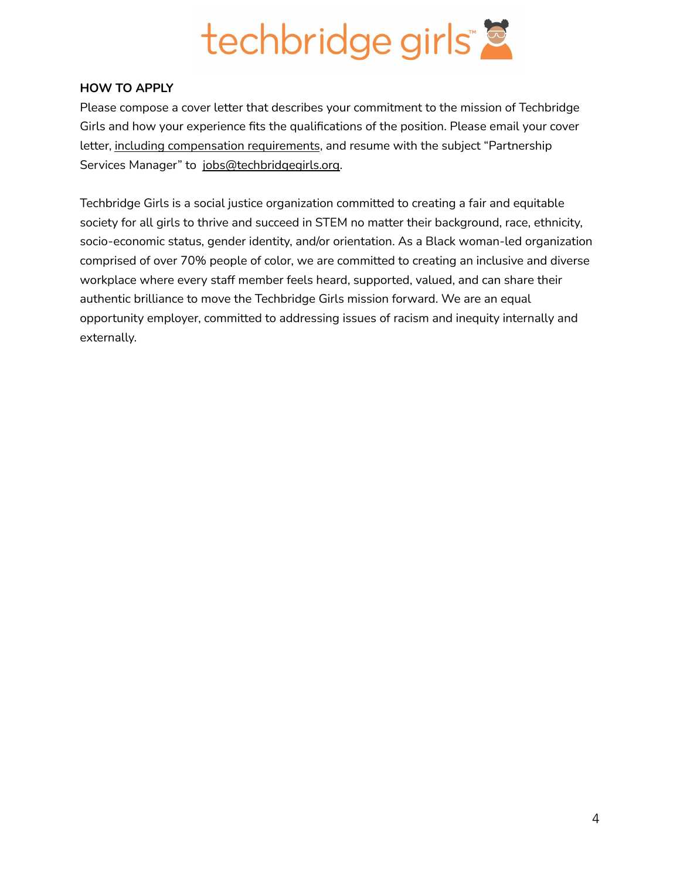**HOW TO APPLY**

Please compose a cover letter that describes your commitment to the mission of Techbridge Girls and how your experience fits the qualifications of the position. Please email your cover letter, including compensation requirements, and resume with the subject "Partnership Services Manager" to jobs@techbridgegirls.org.

Techbridge Girls is a social justice organization committed to creating a fair and equitable society for all girls to thrive and succeed in STEM no matter their background, race, ethnicity, socio-economic status, gender identity, and/or orientation. As a Black woman-led organization comprised of over 70% people of color, we are committed to creating an inclusive and diverse workplace where every staff member feels heard, supported, valued, and can share their authentic brilliance to move the Techbridge Girls mission forward. We are an equal opportunity employer, committed to addressing issues of racism and inequity internally and externally.